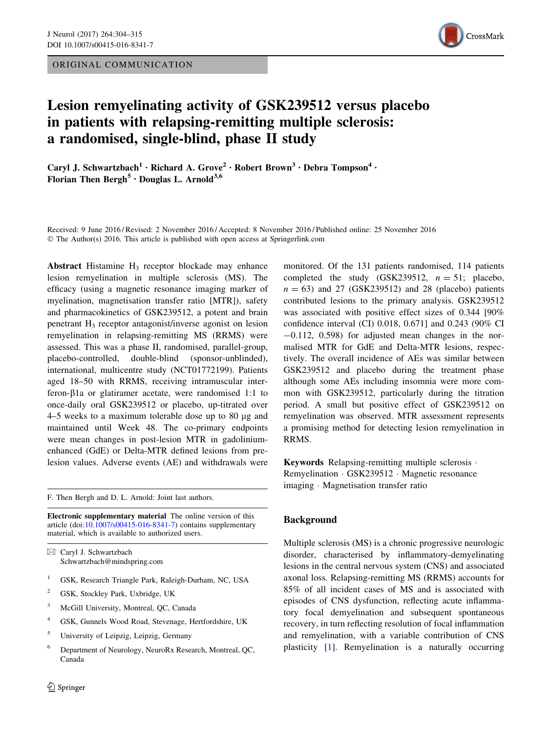ORIGINAL COMMUNICATION

# Lesion remyelinating activity of GSK239512 versus placebo in patients with relapsing-remitting multiple sclerosis: a randomised, single-blind, phase II study

**Caryl J. Schwartzbach[1] · Richard A. Grove[2] · Robert Brown[3] · Debra Tompson[4] · Florian Then Bergh[5] · Douglas L. Arnold[3,6]**

Received: 9 June 2016 / Revised: 2 November 2016 / Accepted: 8 November 2016 / Published online: 25 November 2016
© The Author(s) 2016. This article is published with open access at Springerlink.com

**Abstract** Histamine $H_3$ receptor blockade may enhance lesion remyelination in multiple sclerosis (MS). The efficacy (using a magnetic resonance imaging marker of myelination, magnetisation transfer ratio [MTR]), safety and pharmacokinetics of GSK239512, a potent and brain penetrant $H_3$ receptor antagonist/inverse agonist on lesion remyelination in relapsing-remitting MS (RRMS) were assessed. This was a phase II, randomised, parallel-group, placebo-controlled, double-blind (sponsor-unblinded), international, multicentre study (NCT01772199). Patients aged 18–50 with RRMS, receiving intramuscular interferon-β1a or glatiramer acetate, were randomised 1:1 to once-daily oral GSK239512 or placebo, up-titrated over 4–5 weeks to a maximum tolerable dose up to 80 µg and maintained until Week 48. The co-primary endpoints were mean changes in post-lesion MTR in gadolinium-enhanced (GdE) or Delta-MTR defined lesions from pre-lesion values. Adverse events (AE) and withdrawals were monitored. Of the 131 patients randomised, 114 patients completed the study (GSK239512, $n = 51$; placebo, $n = 63$) and 27 (GSK239512) and 28 (placebo) patients contributed lesions to the primary analysis. GSK239512 was associated with positive effect sizes of 0.344 [90% confidence interval (CI) 0.018, 0.671] and 0.243 (90% CI −0.112, 0.598) for adjusted mean changes in the normalised MTR for GdE and Delta-MTR lesions, respectively. The overall incidence of AEs was similar between GSK239512 and placebo during the treatment phase although some AEs including insomnia were more common with GSK239512, particularly during the titration period. A small but positive effect of GSK239512 on remyelination was observed. MTR assessment represents a promising method for detecting lesion remyelination in RRMS.

**Keywords** Relapsing-remitting multiple sclerosis · Remyelination · GSK239512 · Magnetic resonance imaging · Magnetisation transfer ratio

F. Then Bergh and D. L. Arnold: Joint last authors.

**Electronic supplementary material** The online version of this article (doi:10.1007/s00415-016-8341-7) contains supplementary material, which is available to authorized users.

✉ Caryl J. Schwartzbach
Schwartzbach@mindspring.com

1. GSK, Research Triangle Park, Raleigh-Durham, NC, USA
2. GSK, Stockley Park, Uxbridge, UK
3. McGill University, Montreal, QC, Canada
4. GSK, Gunnels Wood Road, Stevenage, Hertfordshire, UK
5. University of Leipzig, Leipzig, Germany
6. Department of Neurology, NeuroRx Research, Montreal, QC, Canada

## Background

Multiple sclerosis (MS) is a chronic progressive neurologic disorder, characterised by inflammatory-demyelinating lesions in the central nervous system (CNS) and associated axonal loss. Relapsing-remitting MS (RRMS) accounts for 85% of all incident cases of MS and is associated with episodes of CNS dysfunction, reflecting acute inflammatory focal demyelination and subsequent spontaneous recovery, in turn reflecting resolution of focal inflammation and remyelination, with a variable contribution of CNS plasticity [1]. Remyelination is a naturally occurring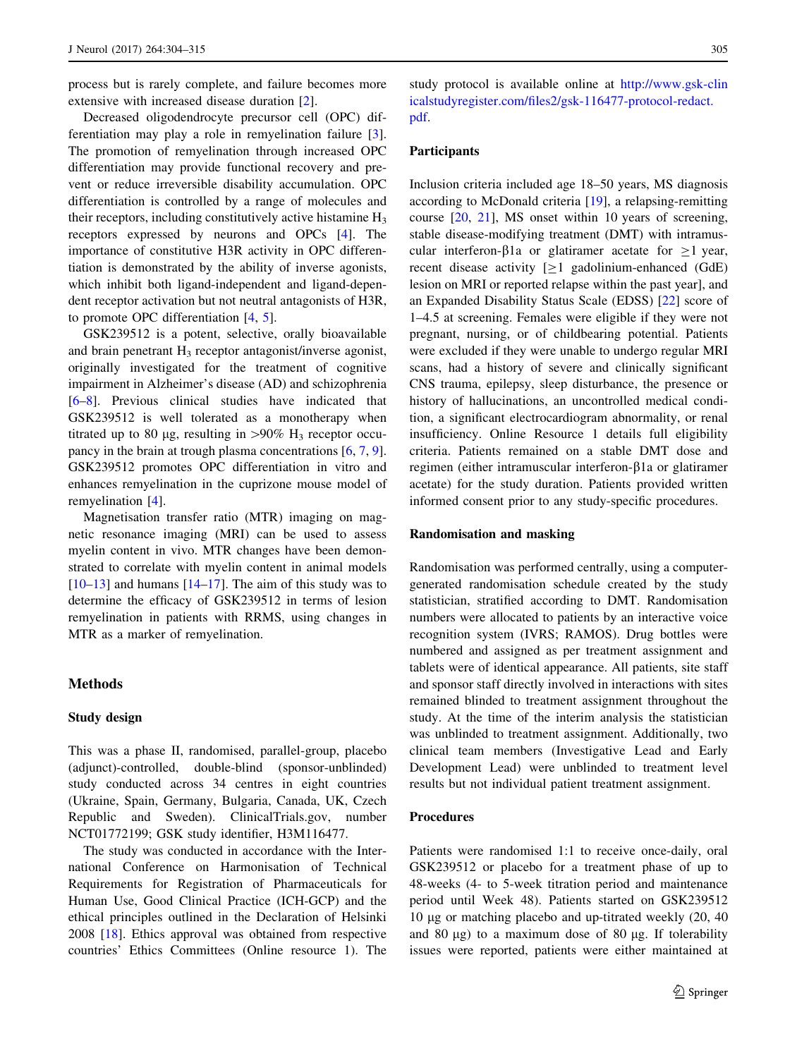process but is rarely complete, and failure becomes more extensive with increased disease duration [2].

Decreased oligodendrocyte precursor cell (OPC) differentiation may play a role in remyelination failure [3]. The promotion of remyelination through increased OPC differentiation may provide functional recovery and prevent or reduce irreversible disability accumulation. OPC differentiation is controlled by a range of molecules and their receptors, including constitutively active histamine $H_3$ receptors expressed by neurons and OPCs [4]. The importance of constitutive H3R activity in OPC differentiation is demonstrated by the ability of inverse agonists, which inhibit both ligand-independent and ligand-dependent receptor activation but not neutral antagonists of H3R, to promote OPC differentiation [4, 5].

GSK239512 is a potent, selective, orally bioavailable and brain penetrant $H_3$ receptor antagonist/inverse agonist, originally investigated for the treatment of cognitive impairment in Alzheimer's disease (AD) and schizophrenia [6–8]. Previous clinical studies have indicated that GSK239512 is well tolerated as a monotherapy when titrated up to 80 µg, resulting in >90% $H_3$ receptor occupancy in the brain at trough plasma concentrations [6, 7, 9]. GSK239512 promotes OPC differentiation in vitro and enhances remyelination in the cuprizone mouse model of remyelination [4].

Magnetisation transfer ratio (MTR) imaging on magnetic resonance imaging (MRI) can be used to assess myelin content in vivo. MTR changes have been demonstrated to correlate with myelin content in animal models [10–13] and humans [14–17]. The aim of this study was to determine the efficacy of GSK239512 in terms of lesion remyelination in patients with RRMS, using changes in MTR as a marker of remyelination.

## Methods

### Study design

This was a phase II, randomised, parallel-group, placebo (adjunct)-controlled, double-blind (sponsor-unblinded) study conducted across 34 centres in eight countries (Ukraine, Spain, Germany, Bulgaria, Canada, UK, Czech Republic and Sweden). ClinicalTrials.gov, number NCT01772199; GSK study identifier, H3M116477.

The study was conducted in accordance with the International Conference on Harmonisation of Technical Requirements for Registration of Pharmaceuticals for Human Use, Good Clinical Practice (ICH-GCP) and the ethical principles outlined in the Declaration of Helsinki 2008 [18]. Ethics approval was obtained from respective countries' Ethics Committees (Online resource 1). The study protocol is available online at http://www.gsk-clinicalstudyregister.com/files2/gsk-116477-protocol-redact.pdf.

### Participants

Inclusion criteria included age 18–50 years, MS diagnosis according to McDonald criteria [19], a relapsing-remitting course [20, 21], MS onset within 10 years of screening, stable disease-modifying treatment (DMT) with intramuscular interferon-β1a or glatiramer acetate for ≥1 year, recent disease activity [≥1 gadolinium-enhanced (GdE) lesion on MRI or reported relapse within the past year], and an Expanded Disability Status Scale (EDSS) [22] score of 1–4.5 at screening. Females were eligible if they were not pregnant, nursing, or of childbearing potential. Patients were excluded if they were unable to undergo regular MRI scans, had a history of severe and clinically significant CNS trauma, epilepsy, sleep disturbance, the presence or history of hallucinations, an uncontrolled medical condition, a significant electrocardiogram abnormality, or renal insufficiency. Online Resource 1 details full eligibility criteria. Patients remained on a stable DMT dose and regimen (either intramuscular interferon-β1a or glatiramer acetate) for the study duration. Patients provided written informed consent prior to any study-specific procedures.

### Randomisation and masking

Randomisation was performed centrally, using a computer-generated randomisation schedule created by the study statistician, stratified according to DMT. Randomisation numbers were allocated to patients by an interactive voice recognition system (IVRS; RAMOS). Drug bottles were numbered and assigned as per treatment assignment and tablets were of identical appearance. All patients, site staff and sponsor staff directly involved in interactions with sites remained blinded to treatment assignment throughout the study. At the time of the interim analysis the statistician was unblinded to treatment assignment. Additionally, two clinical team members (Investigative Lead and Early Development Lead) were unblinded to treatment level results but not individual patient treatment assignment.

### Procedures

Patients were randomised 1:1 to receive once-daily, oral GSK239512 or placebo for a treatment phase of up to 48-weeks (4- to 5-week titration period and maintenance period until Week 48). Patients started on GSK239512 10 µg or matching placebo and up-titrated weekly (20, 40 and 80 µg) to a maximum dose of 80 µg. If tolerability issues were reported, patients were either maintained at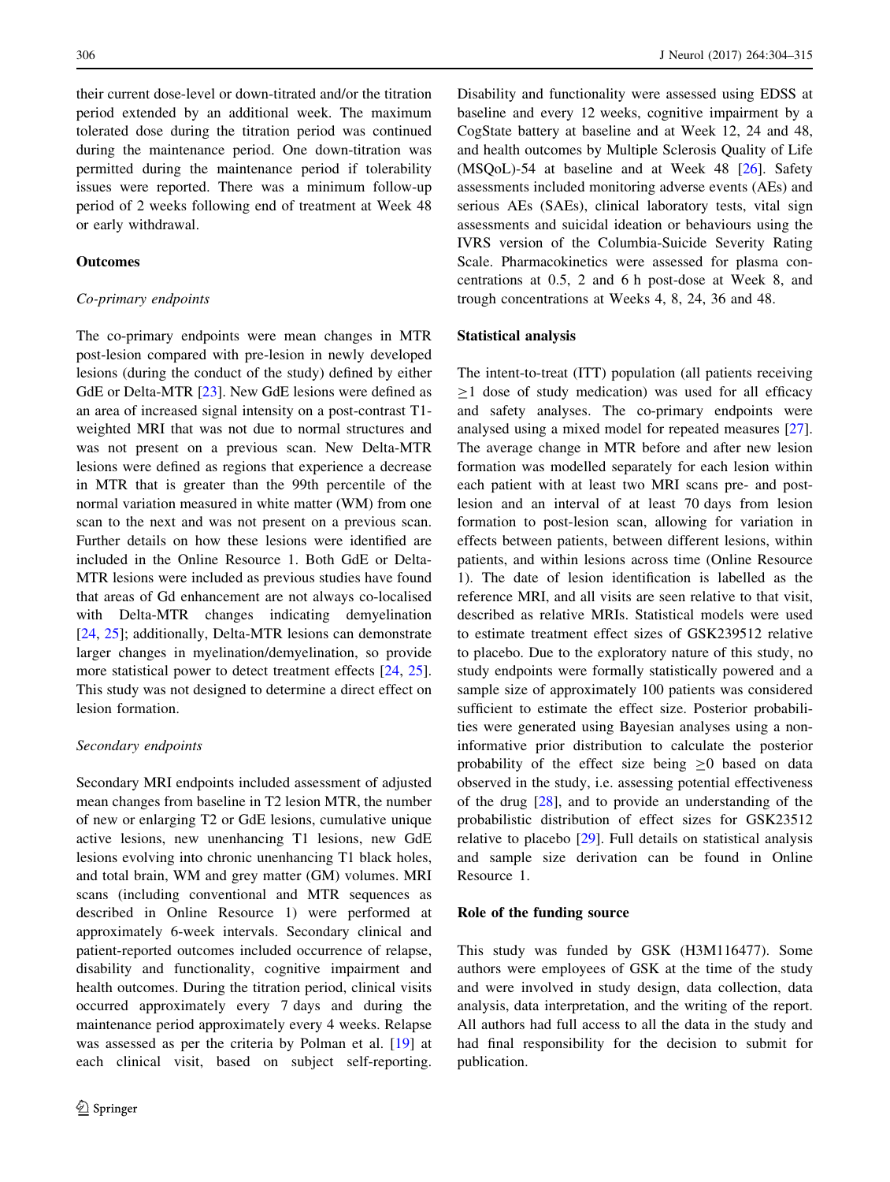their current dose-level or down-titrated and/or the titration period extended by an additional week. The maximum tolerated dose during the titration period was continued during the maintenance period. One down-titration was permitted during the maintenance period if tolerability issues were reported. There was a minimum follow-up period of 2 weeks following end of treatment at Week 48 or early withdrawal.

### Outcomes

#### *Co-primary endpoints*

The co-primary endpoints were mean changes in MTR post-lesion compared with pre-lesion in newly developed lesions (during the conduct of the study) defined by either GdE or Delta-MTR [23]. New GdE lesions were defined as an area of increased signal intensity on a post-contrast T1-weighted MRI that was not due to normal structures and was not present on a previous scan. New Delta-MTR lesions were defined as regions that experience a decrease in MTR that is greater than the 99th percentile of the normal variation measured in white matter (WM) from one scan to the next and was not present on a previous scan. Further details on how these lesions were identified are included in the Online Resource 1. Both GdE or Delta-MTR lesions were included as previous studies have found that areas of Gd enhancement are not always co-localised with Delta-MTR changes indicating demyelination [24, 25]; additionally, Delta-MTR lesions can demonstrate larger changes in myelination/demyelination, so provide more statistical power to detect treatment effects [24, 25]. This study was not designed to determine a direct effect on lesion formation.

#### *Secondary endpoints*

Secondary MRI endpoints included assessment of adjusted mean changes from baseline in T2 lesion MTR, the number of new or enlarging T2 or GdE lesions, cumulative unique active lesions, new unenhancing T1 lesions, new GdE lesions evolving into chronic unenhancing T1 black holes, and total brain, WM and grey matter (GM) volumes. MRI scans (including conventional and MTR sequences as described in Online Resource 1) were performed at approximately 6-week intervals. Secondary clinical and patient-reported outcomes included occurrence of relapse, disability and functionality, cognitive impairment and health outcomes. During the titration period, clinical visits occurred approximately every 7 days and during the maintenance period approximately every 4 weeks. Relapse was assessed as per the criteria by Polman et al. [19] at each clinical visit, based on subject self-reporting. Disability and functionality were assessed using EDSS at baseline and every 12 weeks, cognitive impairment by a CogState battery at baseline and at Week 12, 24 and 48, and health outcomes by Multiple Sclerosis Quality of Life (MSQoL)-54 at baseline and at Week 48 [26]. Safety assessments included monitoring adverse events (AEs) and serious AEs (SAEs), clinical laboratory tests, vital sign assessments and suicidal ideation or behaviours using the IVRS version of the Columbia-Suicide Severity Rating Scale. Pharmacokinetics were assessed for plasma concentrations at 0.5, 2 and 6 h post-dose at Week 8, and trough concentrations at Weeks 4, 8, 24, 36 and 48.

### Statistical analysis

The intent-to-treat (ITT) population (all patients receiving $\geq$1 dose of study medication) was used for all efficacy and safety analyses. The co-primary endpoints were analysed using a mixed model for repeated measures [27]. The average change in MTR before and after new lesion formation was modelled separately for each lesion within each patient with at least two MRI scans pre- and post-lesion and an interval of at least 70 days from lesion formation to post-lesion scan, allowing for variation in effects between patients, between different lesions, within patients, and within lesions across time (Online Resource 1). The date of lesion identification is labelled as the reference MRI, and all visits are seen relative to that visit, described as relative MRIs. Statistical models were used to estimate treatment effect sizes of GSK239512 relative to placebo. Due to the exploratory nature of this study, no study endpoints were formally statistically powered and a sample size of approximately 100 patients was considered sufficient to estimate the effect size. Posterior probabilities were generated using Bayesian analyses using a non-informative prior distribution to calculate the posterior probability of the effect size being $\geq$0 based on data observed in the study, i.e. assessing potential effectiveness of the drug [28], and to provide an understanding of the probabilistic distribution of effect sizes for GSK23512 relative to placebo [29]. Full details on statistical analysis and sample size derivation can be found in Online Resource 1.

### Role of the funding source

This study was funded by GSK (H3M116477). Some authors were employees of GSK at the time of the study and were involved in study design, data collection, data analysis, data interpretation, and the writing of the report. All authors had full access to all the data in the study and had final responsibility for the decision to submit for publication.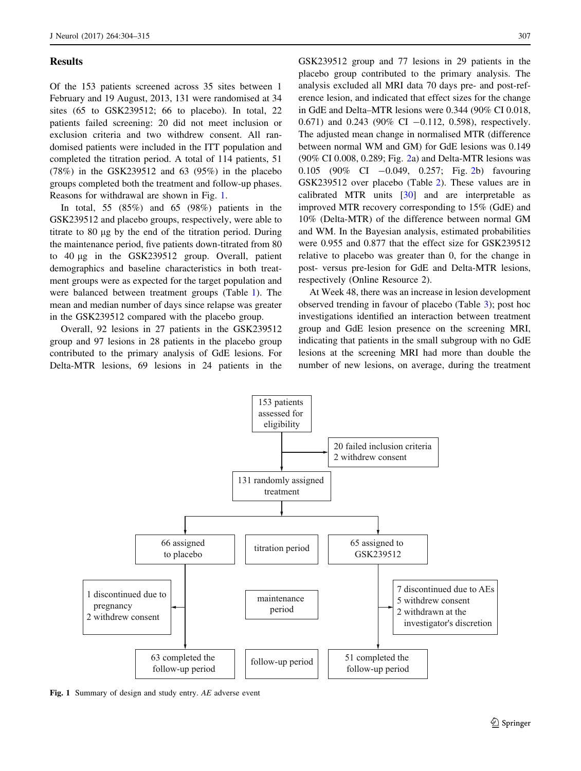## Results

Of the 153 patients screened across 35 sites between 1 February and 19 August, 2013, 131 were randomised at 34 sites (65 to GSK239512; 66 to placebo). In total, 22 patients failed screening: 20 did not meet inclusion or exclusion criteria and two withdrew consent. All randomised patients were included in the ITT population and completed the titration period. A total of 114 patients, 51 (78%) in the GSK239512 and 63 (95%) in the placebo groups completed both the treatment and follow-up phases. Reasons for withdrawal are shown in Fig. 1.

In total, 55 (85%) and 65 (98%) patients in the GSK239512 and placebo groups, respectively, were able to titrate to 80 µg by the end of the titration period. During the maintenance period, five patients down-titrated from 80 to 40 µg in the GSK239512 group. Overall, patient demographics and baseline characteristics in both treatment groups were as expected for the target population and were balanced between treatment groups (Table 1). The mean and median number of days since relapse was greater in the GSK239512 compared with the placebo group.

Overall, 92 lesions in 27 patients in the GSK239512 group and 97 lesions in 28 patients in the placebo group contributed to the primary analysis of GdE lesions. For Delta-MTR lesions, 69 lesions in 24 patients in the GSK239512 group and 77 lesions in 29 patients in the placebo group contributed to the primary analysis. The analysis excluded all MRI data 70 days pre- and post-reference lesion, and indicated that effect sizes for the change in GdE and Delta–MTR lesions were 0.344 (90% CI 0.018, 0.671) and 0.243 (90% CI −0.112, 0.598), respectively. The adjusted mean change in normalised MTR (difference between normal WM and GM) for GdE lesions was 0.149 (90% CI 0.008, 0.289; Fig. 2a) and Delta-MTR lesions was 0.105 (90% CI −0.049, 0.257; Fig. 2b) favouring GSK239512 over placebo (Table 2). These values are in calibrated MTR units [30] and are interpretable as improved MTR recovery corresponding to 15% (GdE) and 10% (Delta-MTR) of the difference between normal GM and WM. In the Bayesian analysis, estimated probabilities were 0.955 and 0.877 that the effect size for GSK239512 relative to placebo was greater than 0, for the change in post- versus pre-lesion for GdE and Delta-MTR lesions, respectively (Online Resource 2).

At Week 48, there was an increase in lesion development observed trending in favour of placebo (Table 3); post hoc investigations identified an interaction between treatment group and GdE lesion presence on the screening MRI, indicating that patients in the small subgroup with no GdE lesions at the screening MRI had more than double the number of new lesions, on average, during the treatment

```
153 patients assessed for eligibility
  → 20 failed inclusion criteria; 2 withdrew consent
131 randomly assigned treatment

66 assigned to placebo          | titration period   | 65 assigned to GSK239512
  → 1 discontinued due to       | maintenance period |   → 7 discontinued due to AEs
    pregnancy                   |                    |     5 withdrew consent
    2 withdrew consent          |                    |     2 withdrawn at the
                                |                    |       investigator's discretion
63 completed the follow-up period | follow-up period | 51 completed the follow-up period
```

**Fig. 1** Summary of design and study entry. *AE* adverse event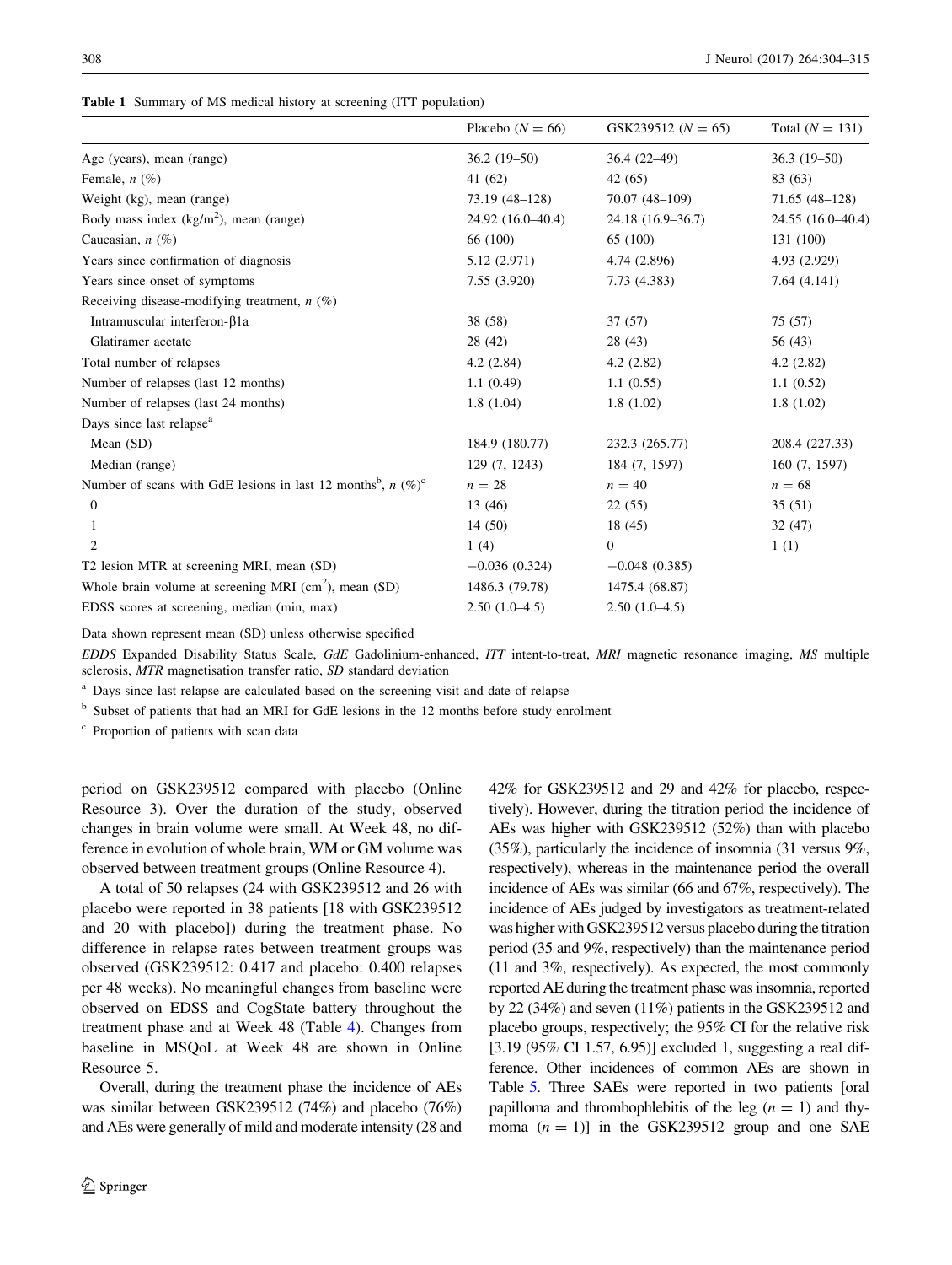**Table 1** Summary of MS medical history at screening (ITT population)

| | Placebo ($N = 66$) | GSK239512 ($N = 65$) | Total ($N = 131$) |
|---|---|---|---|
| Age (years), mean (range) | 36.2 (19–50) | 36.4 (22–49) | 36.3 (19–50) |
| Female, *n* (%) | 41 (62) | 42 (65) | 83 (63) |
| Weight (kg), mean (range) | 73.19 (48–128) | 70.07 (48–109) | 71.65 (48–128) |
| Body mass index (kg/m$^2$), mean (range) | 24.92 (16.0–40.4) | 24.18 (16.9–36.7) | 24.55 (16.0–40.4) |
| Caucasian, *n* (%) | 66 (100) | 65 (100) | 131 (100) |
| Years since confirmation of diagnosis | 5.12 (2.971) | 4.74 (2.896) | 4.93 (2.929) |
| Years since onset of symptoms | 7.55 (3.920) | 7.73 (4.383) | 7.64 (4.141) |
| Receiving disease-modifying treatment, *n* (%) | | | |
| Intramuscular interferon-β1a | 38 (58) | 37 (57) | 75 (57) |
| Glatiramer acetate | 28 (42) | 28 (43) | 56 (43) |
| Total number of relapses | 4.2 (2.84) | 4.2 (2.82) | 4.2 (2.82) |
| Number of relapses (last 12 months) | 1.1 (0.49) | 1.1 (0.55) | 1.1 (0.52) |
| Number of relapses (last 24 months) | 1.8 (1.04) | 1.8 (1.02) | 1.8 (1.02) |
| Days since last relapse[a] | | | |
| Mean (SD) | 184.9 (180.77) | 232.3 (265.77) | 208.4 (227.33) |
| Median (range) | 129 (7, 1243) | 184 (7, 1597) | 160 (7, 1597) |
| Number of scans with GdE lesions in last 12 months[b], *n* (%)[c] | $n = 28$ | $n = 40$ | $n = 68$ |
| 0 | 13 (46) | 22 (55) | 35 (51) |
| 1 | 14 (50) | 18 (45) | 32 (47) |
| 2 | 1 (4) | 0 | 1 (1) |
| T2 lesion MTR at screening MRI, mean (SD) | −0.036 (0.324) | −0.048 (0.385) | |
| Whole brain volume at screening MRI (cm$^2$), mean (SD) | 1486.3 (79.78) | 1475.4 (68.87) | |
| EDSS scores at screening, median (min, max) | 2.50 (1.0–4.5) | 2.50 (1.0–4.5) | |

Data shown represent mean (SD) unless otherwise specified

*EDDS* Expanded Disability Status Scale, *GdE* Gadolinium-enhanced, *ITT* intent-to-treat, *MRI* magnetic resonance imaging, *MS* multiple sclerosis, *MTR* magnetisation transfer ratio, *SD* standard deviation

[a] Days since last relapse are calculated based on the screening visit and date of relapse

[b] Subset of patients that had an MRI for GdE lesions in the 12 months before study enrolment

[c] Proportion of patients with scan data

period on GSK239512 compared with placebo (Online Resource 3). Over the duration of the study, observed changes in brain volume were small. At Week 48, no difference in evolution of whole brain, WM or GM volume was observed between treatment groups (Online Resource 4).

A total of 50 relapses (24 with GSK239512 and 26 with placebo were reported in 38 patients [18 with GSK239512 and 20 with placebo]) during the treatment phase. No difference in relapse rates between treatment groups was observed (GSK239512: 0.417 and placebo: 0.400 relapses per 48 weeks). No meaningful changes from baseline were observed on EDSS and CogState battery throughout the treatment phase and at Week 48 (Table 4). Changes from baseline in MSQoL at Week 48 are shown in Online Resource 5.

Overall, during the treatment phase the incidence of AEs was similar between GSK239512 (74%) and placebo (76%) and AEs were generally of mild and moderate intensity (28 and 42% for GSK239512 and 29 and 42% for placebo, respectively). However, during the titration period the incidence of AEs was higher with GSK239512 (52%) than with placebo (35%), particularly the incidence of insomnia (31 versus 9%, respectively), whereas in the maintenance period the overall incidence of AEs was similar (66 and 67%, respectively). The incidence of AEs judged by investigators as treatment-related was higher with GSK239512 versus placebo during the titration period (35 and 9%, respectively) than the maintenance period (11 and 3%, respectively). As expected, the most commonly reported AE during the treatment phase was insomnia, reported by 22 (34%) and seven (11%) patients in the GSK239512 and placebo groups, respectively; the 95% CI for the relative risk [3.19 (95% CI 1.57, 6.95)] excluded 1, suggesting a real difference. Other incidences of common AEs are shown in Table 5. Three SAEs were reported in two patients [oral papilloma and thrombophlebitis of the leg ($n = 1$) and thymoma ($n = 1$)] in the GSK239512 group and one SAE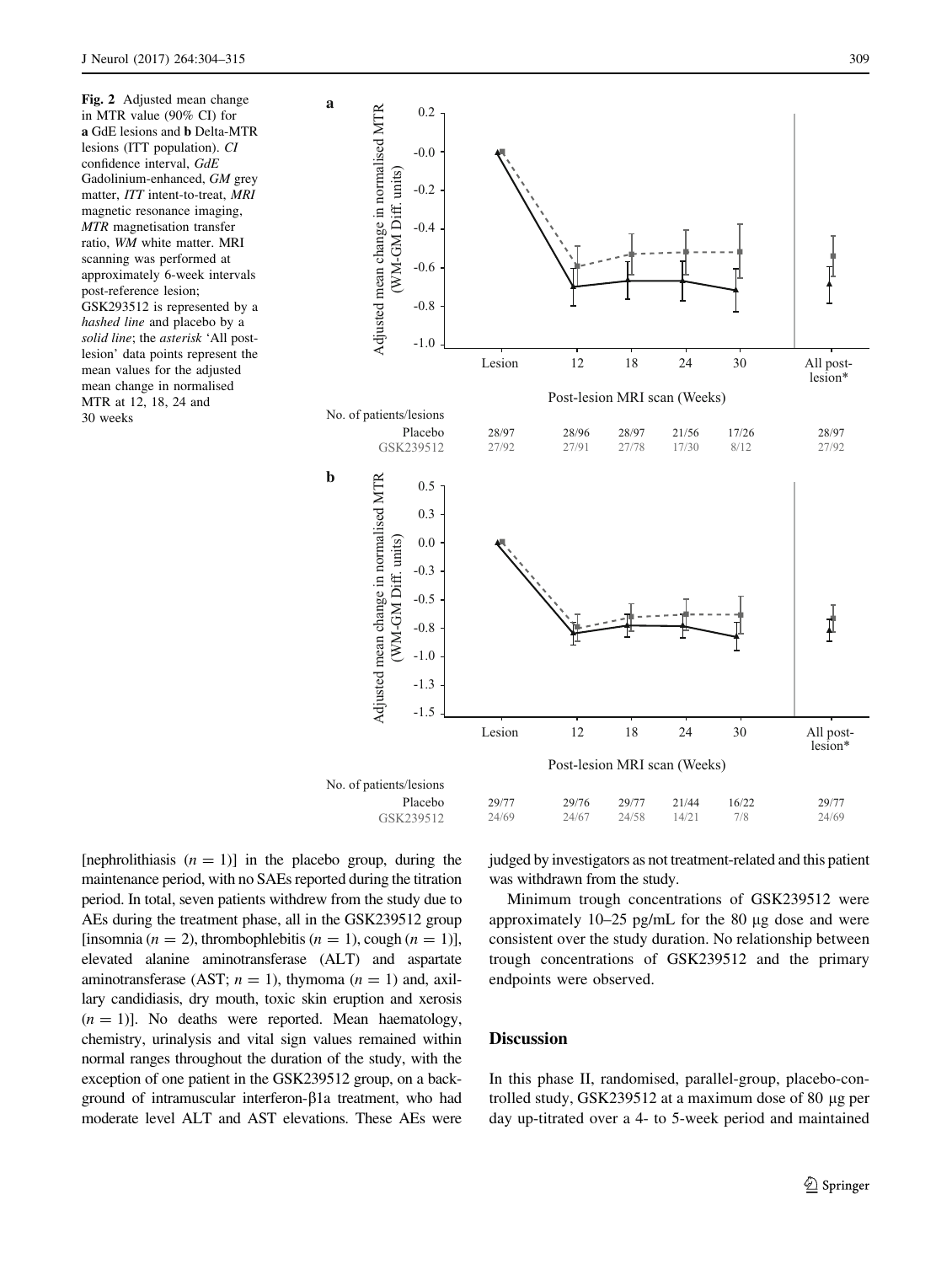**Fig. 2** Adjusted mean change in MTR value (90% CI) for **a** GdE lesions and **b** Delta-MTR lesions (ITT population). *CI* confidence interval, *GdE* Gadolinium-enhanced, *GM* grey matter, *ITT* intent-to-treat, *MRI* magnetic resonance imaging, *MTR* magnetisation transfer ratio, *WM* white matter. MRI scanning was performed at approximately 6-week intervals post-reference lesion; GSK293512 is represented by a *hashed line* and placebo by a *solid line*; the *asterisk* 'All post-lesion' data points represent the mean values for the adjusted mean change in normalised MTR at 12, 18, 24 and 30 weeks

**a**

| No. of patients/lesions | Lesion | 12 | 18 | 24 | 30 | All post-lesion* |
|---|---|---|---|---|---|---|
| Placebo | 28/97 | 28/96 | 28/97 | 21/56 | 17/26 | 28/97 |
| GSK239512 | 27/92 | 27/91 | 27/78 | 17/30 | 8/12 | 27/92 |

**b**

| No. of patients/lesions | Lesion | 12 | 18 | 24 | 30 | All post-lesion* |
|---|---|---|---|---|---|---|
| Placebo | 29/77 | 29/76 | 29/77 | 21/44 | 16/22 | 29/77 |
| GSK239512 | 24/69 | 24/67 | 24/58 | 14/21 | 7/8 | 24/69 |

[nephrolithiasis ($n = 1$)] in the placebo group, during the maintenance period, with no SAEs reported during the titration period. In total, seven patients withdrew from the study due to AEs during the treatment phase, all in the GSK239512 group [insomnia ($n = 2$), thrombophlebitis ($n = 1$), cough ($n = 1$)], elevated alanine aminotransferase (ALT) and aspartate aminotransferase (AST; $n = 1$), thymoma ($n = 1$) and, axillary candidiasis, dry mouth, toxic skin eruption and xerosis ($n = 1$)]. No deaths were reported. Mean haematology, chemistry, urinalysis and vital sign values remained within normal ranges throughout the duration of the study, with the exception of one patient in the GSK239512 group, on a background of intramuscular interferon-β1a treatment, who had moderate level ALT and AST elevations. These AEs were judged by investigators as not treatment-related and this patient was withdrawn from the study.

Minimum trough concentrations of GSK239512 were approximately 10–25 pg/mL for the 80 µg dose and were consistent over the study duration. No relationship between trough concentrations of GSK239512 and the primary endpoints were observed.

## Discussion

In this phase II, randomised, parallel-group, placebo-controlled study, GSK239512 at a maximum dose of 80 µg per day up-titrated over a 4- to 5-week period and maintained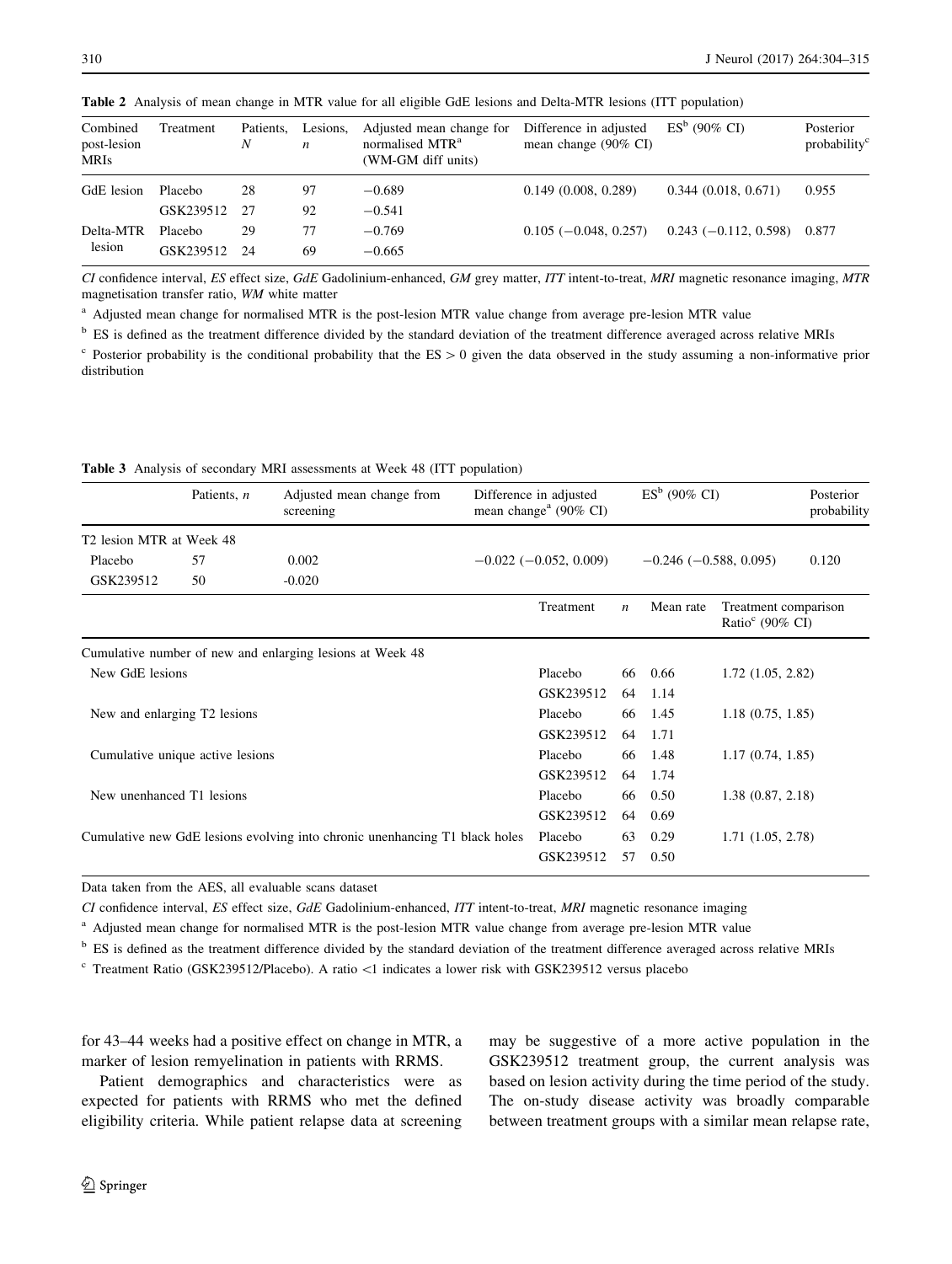**Table 2** Analysis of mean change in MTR value for all eligible GdE lesions and Delta-MTR lesions (ITT population)

| Combined post-lesion MRIs | Treatment | Patients, *N* | Lesions, *n* | Adjusted mean change for normalised MTR[a] (WM-GM diff units) | Difference in adjusted mean change (90% CI) | ES[b] (90% CI) | Posterior probability[c] |
|---|---|---|---|---|---|---|---|
| GdE lesion | Placebo | 28 | 97 | −0.689 | 0.149 (0.008, 0.289) | 0.344 (0.018, 0.671) | 0.955 |
| | GSK239512 | 27 | 92 | −0.541 | | | |
| Delta-MTR lesion | Placebo | 29 | 77 | −0.769 | 0.105 (−0.048, 0.257) | 0.243 (−0.112, 0.598) | 0.877 |
| | GSK239512 | 24 | 69 | −0.665 | | | |

*CI* confidence interval, *ES* effect size, *GdE* Gadolinium-enhanced, *GM* grey matter, *ITT* intent-to-treat, *MRI* magnetic resonance imaging, *MTR* magnetisation transfer ratio, *WM* white matter

[a] Adjusted mean change for normalised MTR is the post-lesion MTR value change from average pre-lesion MTR value

[b] ES is defined as the treatment difference divided by the standard deviation of the treatment difference averaged across relative MRIs

[c] Posterior probability is the conditional probability that the ES > 0 given the data observed in the study assuming a non-informative prior distribution

**Table 3** Analysis of secondary MRI assessments at Week 48 (ITT population)

| | Patients, *n* | Adjusted mean change from screening | Difference in adjusted mean change[a] (90% CI) | ES[b] (90% CI) | Posterior probability |
|---|---|---|---|---|---|
| T2 lesion MTR at Week 48 | | | | | |
| Placebo | 57 | 0.002 | −0.022 (−0.052, 0.009) | −0.246 (−0.588, 0.095) | 0.120 |
| GSK239512 | 50 | -0.020 | | | |

| | Treatment | *n* | Mean rate | Treatment comparison Ratio[c] (90% CI) |
|---|---|---|---|---|
| Cumulative number of new and enlarging lesions at Week 48 | | | | |
| New GdE lesions | Placebo | 66 | 0.66 | 1.72 (1.05, 2.82) |
| | GSK239512 | 64 | 1.14 | |
| New and enlarging T2 lesions | Placebo | 66 | 1.45 | 1.18 (0.75, 1.85) |
| | GSK239512 | 64 | 1.71 | |
| Cumulative unique active lesions | Placebo | 66 | 1.48 | 1.17 (0.74, 1.85) |
| | GSK239512 | 64 | 1.74 | |
| New unenhanced T1 lesions | Placebo | 66 | 0.50 | 1.38 (0.87, 2.18) |
| | GSK239512 | 64 | 0.69 | |
| Cumulative new GdE lesions evolving into chronic unenhancing T1 black holes | Placebo | 63 | 0.29 | 1.71 (1.05, 2.78) |
| | GSK239512 | 57 | 0.50 | |

Data taken from the AES, all evaluable scans dataset

*CI* confidence interval, *ES* effect size, *GdE* Gadolinium-enhanced, *ITT* intent-to-treat, *MRI* magnetic resonance imaging

[a] Adjusted mean change for normalised MTR is the post-lesion MTR value change from average pre-lesion MTR value

[b] ES is defined as the treatment difference divided by the standard deviation of the treatment difference averaged across relative MRIs

[c] Treatment Ratio (GSK239512/Placebo). A ratio <1 indicates a lower risk with GSK239512 versus placebo

for 43–44 weeks had a positive effect on change in MTR, a marker of lesion remyelination in patients with RRMS.

Patient demographics and characteristics were as expected for patients with RRMS who met the defined eligibility criteria. While patient relapse data at screening may be suggestive of a more active population in the GSK239512 treatment group, the current analysis was based on lesion activity during the time period of the study. The on-study disease activity was broadly comparable between treatment groups with a similar mean relapse rate,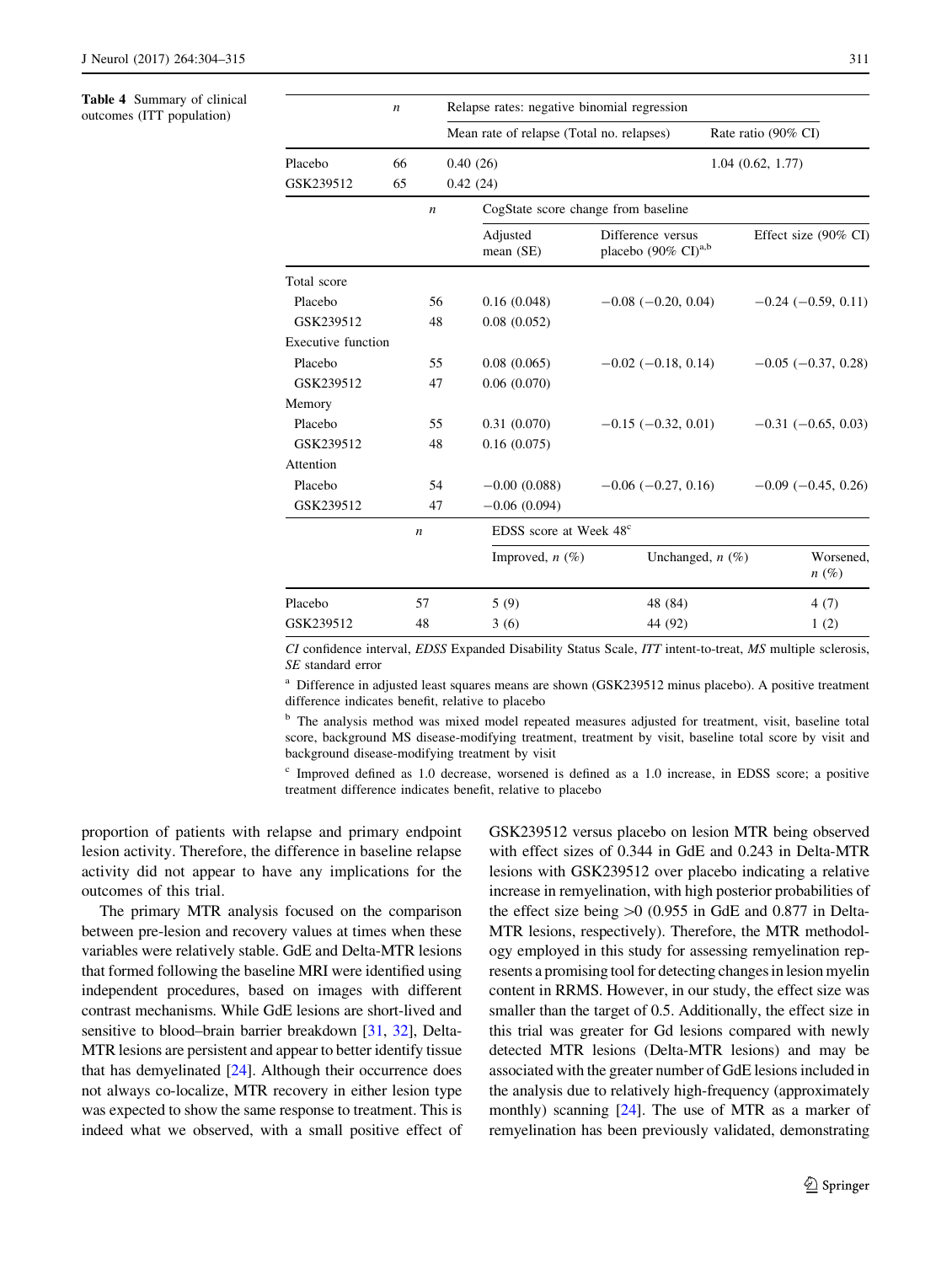**Table 4** Summary of clinical outcomes (ITT population)

| | *n* | Relapse rates: negative binomial regression | | |
|---|---|---|---|---|
| | | Mean rate of relapse (Total no. relapses) | | Rate ratio (90% CI) |
| Placebo | 66 | 0.40 (26) | | 1.04 (0.62, 1.77) |
| GSK239512 | 65 | 0.42 (24) | | |
| | *n* | CogState score change from baseline | | |
| | | Adjusted mean (SE) | Difference versus placebo (90% CI)[a,b] | Effect size (90% CI) |
| Total score | | | | |
| Placebo | 56 | 0.16 (0.048) | −0.08 (−0.20, 0.04) | −0.24 (−0.59, 0.11) |
| GSK239512 | 48 | 0.08 (0.052) | | |
| Executive function | | | | |
| Placebo | 55 | 0.08 (0.065) | −0.02 (−0.18, 0.14) | −0.05 (−0.37, 0.28) |
| GSK239512 | 47 | 0.06 (0.070) | | |
| Memory | | | | |
| Placebo | 55 | 0.31 (0.070) | −0.15 (−0.32, 0.01) | −0.31 (−0.65, 0.03) |
| GSK239512 | 48 | 0.16 (0.075) | | |
| Attention | | | | |
| Placebo | 54 | −0.00 (0.088) | −0.06 (−0.27, 0.16) | −0.09 (−0.45, 0.26) |
| GSK239512 | 47 | −0.06 (0.094) | | |
| | *n* | EDSS score at Week 48[c] | | |
| | | Improved, *n* (%) | Unchanged, *n* (%) | Worsened, *n* (%) |
| Placebo | 57 | 5 (9) | 48 (84) | 4 (7) |
| GSK239512 | 48 | 3 (6) | 44 (92) | 1 (2) |

*CI* confidence interval, *EDSS* Expanded Disability Status Scale, *ITT* intent-to-treat, *MS* multiple sclerosis, *SE* standard error

[a] Difference in adjusted least squares means are shown (GSK239512 minus placebo). A positive treatment difference indicates benefit, relative to placebo

[b] The analysis method was mixed model repeated measures adjusted for treatment, visit, baseline total score, background MS disease-modifying treatment, treatment by visit, baseline total score by visit and background disease-modifying treatment by visit

[c] Improved defined as 1.0 decrease, worsened is defined as a 1.0 increase, in EDSS score; a positive treatment difference indicates benefit, relative to placebo

proportion of patients with relapse and primary endpoint lesion activity. Therefore, the difference in baseline relapse activity did not appear to have any implications for the outcomes of this trial.

The primary MTR analysis focused on the comparison between pre-lesion and recovery values at times when these variables were relatively stable. GdE and Delta-MTR lesions that formed following the baseline MRI were identified using independent procedures, based on images with different contrast mechanisms. While GdE lesions are short-lived and sensitive to blood–brain barrier breakdown [31, 32], Delta-MTR lesions are persistent and appear to better identify tissue that has demyelinated [24]. Although their occurrence does not always co-localize, MTR recovery in either lesion type was expected to show the same response to treatment. This is indeed what we observed, with a small positive effect of GSK239512 versus placebo on lesion MTR being observed with effect sizes of 0.344 in GdE and 0.243 in Delta-MTR lesions with GSK239512 over placebo indicating a relative increase in remyelination, with high posterior probabilities of the effect size being >0 (0.955 in GdE and 0.877 in Delta-MTR lesions, respectively). Therefore, the MTR methodology employed in this study for assessing remyelination represents a promising tool for detecting changes in lesion myelin content in RRMS. However, in our study, the effect size was smaller than the target of 0.5. Additionally, the effect size in this trial was greater for Gd lesions compared with newly detected MTR lesions (Delta-MTR lesions) and may be associated with the greater number of GdE lesions included in the analysis due to relatively high-frequency (approximately monthly) scanning [24]. The use of MTR as a marker of remyelination has been previously validated, demonstrating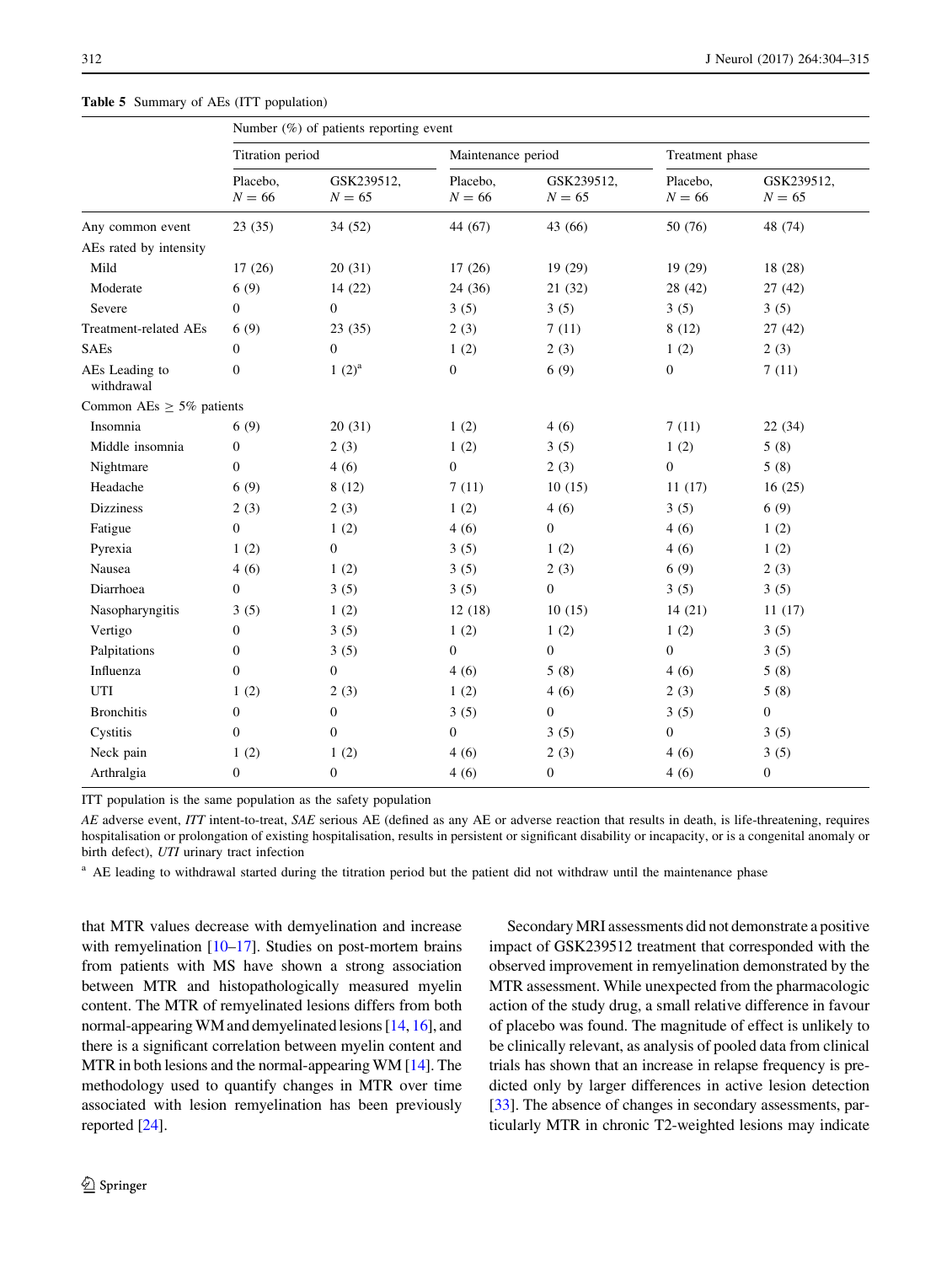**Table 5** Summary of AEs (ITT population)

| | Number (%) of patients reporting event | | | | | |
|---|---|---|---|---|---|---|
| | Titration period | | Maintenance period | | Treatment phase | |
| | Placebo, $N = 66$ | GSK239512, $N = 65$ | Placebo, $N = 66$ | GSK239512, $N = 65$ | Placebo, $N = 66$ | GSK239512, $N = 65$ |
| Any common event | 23 (35) | 34 (52) | 44 (67) | 43 (66) | 50 (76) | 48 (74) |
| AEs rated by intensity | | | | | | |
| Mild | 17 (26) | 20 (31) | 17 (26) | 19 (29) | 19 (29) | 18 (28) |
| Moderate | 6 (9) | 14 (22) | 24 (36) | 21 (32) | 28 (42) | 27 (42) |
| Severe | 0 | 0 | 3 (5) | 3 (5) | 3 (5) | 3 (5) |
| Treatment-related AEs | 6 (9) | 23 (35) | 2 (3) | 7 (11) | 8 (12) | 27 (42) |
| SAEs | 0 | 0 | 1 (2) | 2 (3) | 1 (2) | 2 (3) |
| AEs Leading to withdrawal | 0 | 1 (2)[a] | 0 | 6 (9) | 0 | 7 (11) |
| Common AEs ≥ 5% patients | | | | | | |
| Insomnia | 6 (9) | 20 (31) | 1 (2) | 4 (6) | 7 (11) | 22 (34) |
| Middle insomnia | 0 | 2 (3) | 1 (2) | 3 (5) | 1 (2) | 5 (8) |
| Nightmare | 0 | 4 (6) | 0 | 2 (3) | 0 | 5 (8) |
| Headache | 6 (9) | 8 (12) | 7 (11) | 10 (15) | 11 (17) | 16 (25) |
| Dizziness | 2 (3) | 2 (3) | 1 (2) | 4 (6) | 3 (5) | 6 (9) |
| Fatigue | 0 | 1 (2) | 4 (6) | 0 | 4 (6) | 1 (2) |
| Pyrexia | 1 (2) | 0 | 3 (5) | 1 (2) | 4 (6) | 1 (2) |
| Nausea | 4 (6) | 1 (2) | 3 (5) | 2 (3) | 6 (9) | 2 (3) |
| Diarrhoea | 0 | 3 (5) | 3 (5) | 0 | 3 (5) | 3 (5) |
| Nasopharyngitis | 3 (5) | 1 (2) | 12 (18) | 10 (15) | 14 (21) | 11 (17) |
| Vertigo | 0 | 3 (5) | 1 (2) | 1 (2) | 1 (2) | 3 (5) |
| Palpitations | 0 | 3 (5) | 0 | 0 | 0 | 3 (5) |
| Influenza | 0 | 0 | 4 (6) | 5 (8) | 4 (6) | 5 (8) |
| UTI | 1 (2) | 2 (3) | 1 (2) | 4 (6) | 2 (3) | 5 (8) |
| Bronchitis | 0 | 0 | 3 (5) | 0 | 3 (5) | 0 |
| Cystitis | 0 | 0 | 0 | 3 (5) | 0 | 3 (5) |
| Neck pain | 1 (2) | 1 (2) | 4 (6) | 2 (3) | 4 (6) | 3 (5) |
| Arthralgia | 0 | 0 | 4 (6) | 0 | 4 (6) | 0 |

ITT population is the same population as the safety population

*AE* adverse event, *ITT* intent-to-treat, *SAE* serious AE (defined as any AE or adverse reaction that results in death, is life-threatening, requires hospitalisation or prolongation of existing hospitalisation, results in persistent or significant disability or incapacity, or is a congenital anomaly or birth defect), *UTI* urinary tract infection

[a] AE leading to withdrawal started during the titration period but the patient did not withdraw until the maintenance phase

that MTR values decrease with demyelination and increase with remyelination [10–17]. Studies on post-mortem brains from patients with MS have shown a strong association between MTR and histopathologically measured myelin content. The MTR of remyelinated lesions differs from both normal-appearing WM and demyelinated lesions [14, 16], and there is a significant correlation between myelin content and MTR in both lesions and the normal-appearing WM [14]. The methodology used to quantify changes in MTR over time associated with lesion remyelination has been previously reported [24].

Secondary MRI assessments did not demonstrate a positive impact of GSK239512 treatment that corresponded with the observed improvement in remyelination demonstrated by the MTR assessment. While unexpected from the pharmacologic action of the study drug, a small relative difference in favour of placebo was found. The magnitude of effect is unlikely to be clinically relevant, as analysis of pooled data from clinical trials has shown that an increase in relapse frequency is predicted only by larger differences in active lesion detection [33]. The absence of changes in secondary assessments, particularly MTR in chronic T2-weighted lesions may indicate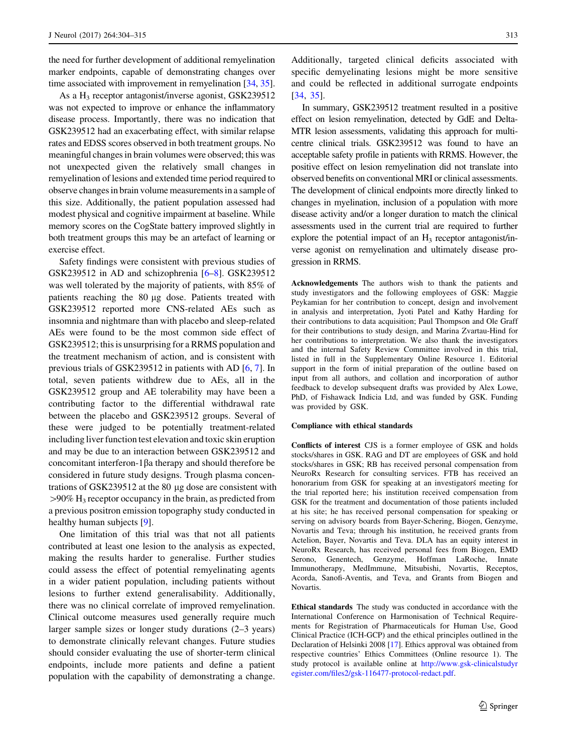the need for further development of additional remyelination marker endpoints, capable of demonstrating changes over time associated with improvement in remyelination [34, 35].

As a $H_3$ receptor antagonist/inverse agonist, GSK239512 was not expected to improve or enhance the inflammatory disease process. Importantly, there was no indication that GSK239512 had an exacerbating effect, with similar relapse rates and EDSS scores observed in both treatment groups. No meaningful changes in brain volumes were observed; this was not unexpected given the relatively small changes in remyelination of lesions and extended time period required to observe changes in brain volume measurements in a sample of this size. Additionally, the patient population assessed had modest physical and cognitive impairment at baseline. While memory scores on the CogState battery improved slightly in both treatment groups this may be an artefact of learning or exercise effect.

Safety findings were consistent with previous studies of GSK239512 in AD and schizophrenia [6–8]. GSK239512 was well tolerated by the majority of patients, with 85% of patients reaching the 80 µg dose. Patients treated with GSK239512 reported more CNS-related AEs such as insomnia and nightmare than with placebo and sleep-related AEs were found to be the most common side effect of GSK239512; this is unsurprising for a RRMS population and the treatment mechanism of action, and is consistent with previous trials of GSK239512 in patients with AD [6, 7]. In total, seven patients withdrew due to AEs, all in the GSK239512 group and AE tolerability may have been a contributing factor to the differential withdrawal rate between the placebo and GSK239512 groups. Several of these were judged to be potentially treatment-related including liver function test elevation and toxic skin eruption and may be due to an interaction between GSK239512 and concomitant interferon-1βa therapy and should therefore be considered in future study designs. Trough plasma concentrations of GSK239512 at the 80 µg dose are consistent with >90% $H_3$ receptor occupancy in the brain, as predicted from a previous positron emission topography study conducted in healthy human subjects [9].

One limitation of this trial was that not all patients contributed at least one lesion to the analysis as expected, making the results harder to generalise. Further studies could assess the effect of potential remyelinating agents in a wider patient population, including patients without lesions to further extend generalisability. Additionally, there was no clinical correlate of improved remyelination. Clinical outcome measures used generally require much larger sample sizes or longer study durations (2–3 years) to demonstrate clinically relevant changes. Future studies should consider evaluating the use of shorter-term clinical endpoints, include more patients and define a patient population with the capability of demonstrating a change. Additionally, targeted clinical deficits associated with specific demyelinating lesions might be more sensitive and could be reflected in additional surrogate endpoints [34, 35].

In summary, GSK239512 treatment resulted in a positive effect on lesion remyelination, detected by GdE and Delta-MTR lesion assessments, validating this approach for multi-centre clinical trials. GSK239512 was found to have an acceptable safety profile in patients with RRMS. However, the positive effect on lesion remyelination did not translate into observed benefits on conventional MRI or clinical assessments. The development of clinical endpoints more directly linked to changes in myelination, inclusion of a population with more disease activity and/or a longer duration to match the clinical assessments used in the current trial are required to further explore the potential impact of an $H_3$ receptor antagonist/inverse agonist on remyelination and ultimately disease progression in RRMS.

**Acknowledgements** The authors wish to thank the patients and study investigators and the following employees of GSK: Maggie Peykamian for her contribution to concept, design and involvement in analysis and interpretation, Jyoti Patel and Kathy Harding for their contributions to data acquisition; Paul Thompson and Ole Graff for their contributions to study design, and Marina Zvartau-Hind for her contributions to interpretation. We also thank the investigators and the internal Safety Review Committee involved in this trial, listed in full in the Supplementary Online Resource 1. Editorial support in the form of initial preparation of the outline based on input from all authors, and collation and incorporation of author feedback to develop subsequent drafts was provided by Alex Lowe, PhD, of Fishawack Indicia Ltd, and was funded by GSK. Funding was provided by GSK.

### Compliance with ethical standards

**Conflicts of interest** CJS is a former employee of GSK and holds stocks/shares in GSK. RAG and DT are employees of GSK and hold stocks/shares in GSK; RB has received personal compensation from NeuroRx Research for consulting services. FTB has received an honorarium from GSK for speaking at an investigators̕ meeting for the trial reported here; his institution received compensation from GSK for the treatment and documentation of those patients included at his site; he has received personal compensation for speaking or serving on advisory boards from Bayer-Schering, Biogen, Genzyme, Novartis and Teva; through his institution, he received grants from Actelion, Bayer, Novartis and Teva. DLA has an equity interest in NeuroRx Research, has received personal fees from Biogen, EMD Serono, Genentech, Genzyme, Hoffman LaRoche, Innate Immunotherapy, MedImmune, Mitsubishi, Novartis, Receptos, Acorda, Sanofi-Aventis, and Teva, and Grants from Biogen and Novartis.

**Ethical standards** The study was conducted in accordance with the International Conference on Harmonisation of Technical Requirements for Registration of Pharmaceuticals for Human Use, Good Clinical Practice (ICH-GCP) and the ethical principles outlined in the Declaration of Helsinki 2008 [17]. Ethics approval was obtained from respective countries' Ethics Committees (Online resource 1). The study protocol is available online at http://www.gsk-clinicalstudyregister.com/files2/gsk-116477-protocol-redact.pdf.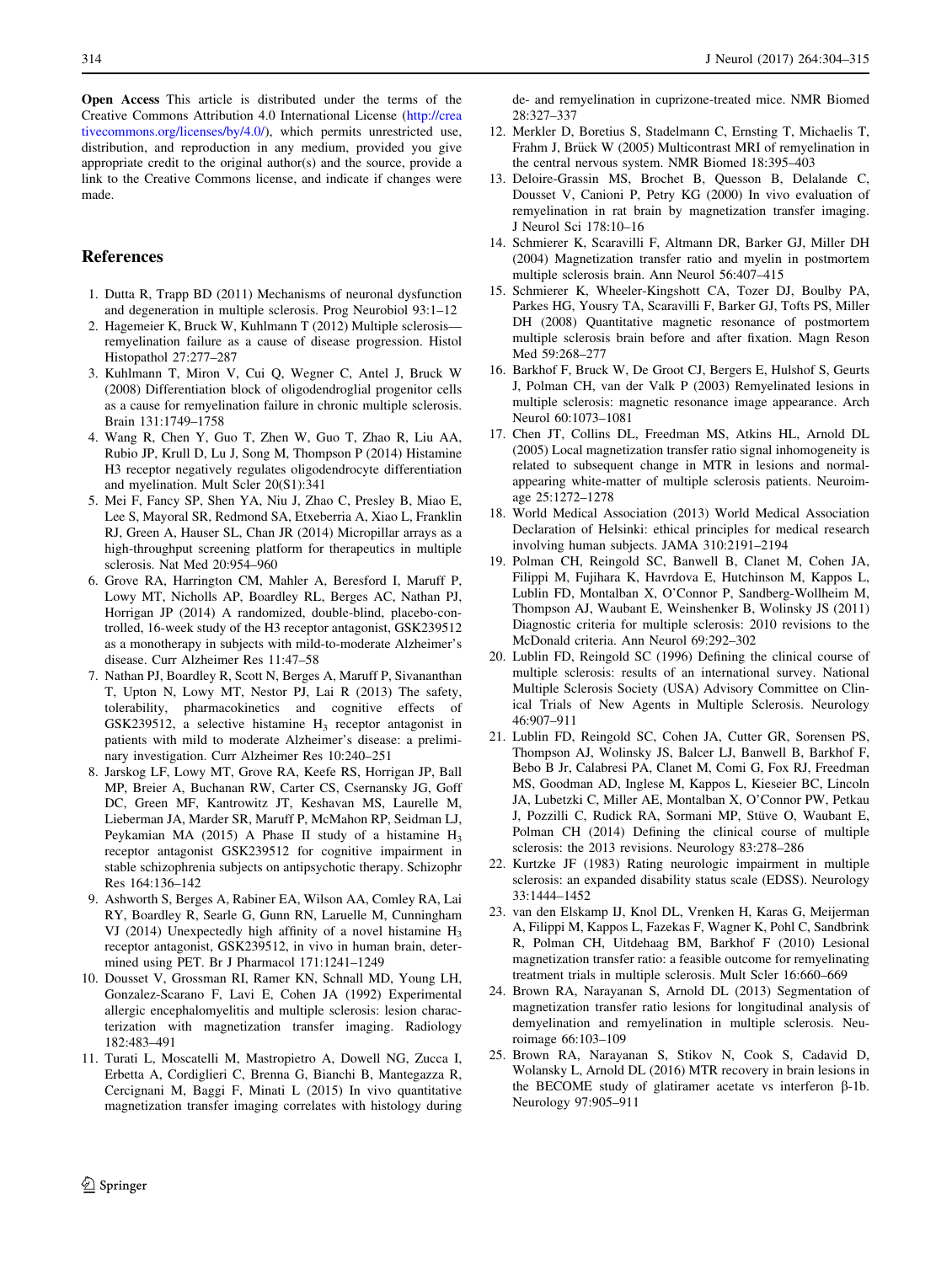**Open Access** This article is distributed under the terms of the Creative Commons Attribution 4.0 International License (http://creativecommons.org/licenses/by/4.0/), which permits unrestricted use, distribution, and reproduction in any medium, provided you give appropriate credit to the original author(s) and the source, provide a link to the Creative Commons license, and indicate if changes were made.

## References

1. Dutta R, Trapp BD (2011) Mechanisms of neuronal dysfunction and degeneration in multiple sclerosis. Prog Neurobiol 93:1–12
2. Hagemeier K, Bruck W, Kuhlmann T (2012) Multiple sclerosis—remyelination failure as a cause of disease progression. Histol Histopathol 27:277–287
3. Kuhlmann T, Miron V, Cui Q, Wegner C, Antel J, Bruck W (2008) Differentiation block of oligodendroglial progenitor cells as a cause for remyelination failure in chronic multiple sclerosis. Brain 131:1749–1758
4. Wang R, Chen Y, Guo T, Zhen W, Guo T, Zhao R, Liu AA, Rubio JP, Krull D, Lu J, Song M, Thompson P (2014) Histamine H3 receptor negatively regulates oligodendrocyte differentiation and myelination. Mult Scler 20(S1):341
5. Mei F, Fancy SP, Shen YA, Niu J, Zhao C, Presley B, Miao E, Lee S, Mayoral SR, Redmond SA, Etxeberria A, Xiao L, Franklin RJ, Green A, Hauser SL, Chan JR (2014) Micropillar arrays as a high-throughput screening platform for therapeutics in multiple sclerosis. Nat Med 20:954–960
6. Grove RA, Harrington CM, Mahler A, Beresford I, Maruff P, Lowy MT, Nicholls AP, Boardley RL, Berges AC, Nathan PJ, Horrigan JP (2014) A randomized, double-blind, placebo-controlled, 16-week study of the H3 receptor antagonist, GSK239512 as a monotherapy in subjects with mild-to-moderate Alzheimer's disease. Curr Alzheimer Res 11:47–58
7. Nathan PJ, Boardley R, Scott N, Berges A, Maruff P, Sivananthan T, Upton N, Lowy MT, Nestor PJ, Lai R (2013) The safety, tolerability, pharmacokinetics and cognitive effects of GSK239512, a selective histamine $H_3$ receptor antagonist in patients with mild to moderate Alzheimer's disease: a preliminary investigation. Curr Alzheimer Res 10:240–251
8. Jarskog LF, Lowy MT, Grove RA, Keefe RS, Horrigan JP, Ball MP, Breier A, Buchanan RW, Carter CS, Csernansky JG, Goff DC, Green MF, Kantrowitz JT, Keshavan MS, Laurelle M, Lieberman JA, Marder SR, Maruff P, McMahon RP, Seidman LJ, Peykamian MA (2015) A Phase II study of a histamine $H_3$ receptor antagonist GSK239512 for cognitive impairment in stable schizophrenia subjects on antipsychotic therapy. Schizophr Res 164:136–142
9. Ashworth S, Berges A, Rabiner EA, Wilson AA, Comley RA, Lai RY, Boardley R, Searle G, Gunn RN, Laruelle M, Cunningham VJ (2014) Unexpectedly high affinity of a novel histamine $H_3$ receptor antagonist, GSK239512, in vivo in human brain, determined using PET. Br J Pharmacol 171:1241–1249
10. Dousset V, Grossman RI, Ramer KN, Schnall MD, Young LH, Gonzalez-Scarano F, Lavi E, Cohen JA (1992) Experimental allergic encephalomyelitis and multiple sclerosis: lesion characterization with magnetization transfer imaging. Radiology 182:483–491
11. Turati L, Moscatelli M, Mastropietro A, Dowell NG, Zucca I, Erbetta A, Cordiglieri C, Brenna G, Bianchi B, Mantegazza R, Cercignani M, Baggi F, Minati L (2015) In vivo quantitative magnetization transfer imaging correlates with histology during de- and remyelination in cuprizone-treated mice. NMR Biomed 28:327–337
12. Merkler D, Boretius S, Stadelmann C, Ernsting T, Michaelis T, Frahm J, Brück W (2005) Multicontrast MRI of remyelination in the central nervous system. NMR Biomed 18:395–403
13. Deloire-Grassin MS, Brochet B, Quesson B, Delalande C, Dousset V, Canioni P, Petry KG (2000) In vivo evaluation of remyelination in rat brain by magnetization transfer imaging. J Neurol Sci 178:10–16
14. Schmierer K, Scaravilli F, Altmann DR, Barker GJ, Miller DH (2004) Magnetization transfer ratio and myelin in postmortem multiple sclerosis brain. Ann Neurol 56:407–415
15. Schmierer K, Wheeler-Kingshott CA, Tozer DJ, Boulby PA, Parkes HG, Yousry TA, Scaravilli F, Barker GJ, Tofts PS, Miller DH (2008) Quantitative magnetic resonance of postmortem multiple sclerosis brain before and after fixation. Magn Reson Med 59:268–277
16. Barkhof F, Bruck W, De Groot CJ, Bergers E, Hulshof S, Geurts J, Polman CH, van der Valk P (2003) Remyelinated lesions in multiple sclerosis: magnetic resonance image appearance. Arch Neurol 60:1073–1081
17. Chen JT, Collins DL, Freedman MS, Atkins HL, Arnold DL (2005) Local magnetization transfer ratio signal inhomogeneity is related to subsequent change in MTR in lesions and normal-appearing white-matter of multiple sclerosis patients. Neuroimage 25:1272–1278
18. World Medical Association (2013) World Medical Association Declaration of Helsinki: ethical principles for medical research involving human subjects. JAMA 310:2191–2194
19. Polman CH, Reingold SC, Banwell B, Clanet M, Cohen JA, Filippi M, Fujihara K, Havrdova E, Hutchinson M, Kappos L, Lublin FD, Montalban X, O'Connor P, Sandberg-Wollheim M, Thompson AJ, Waubant E, Weinshenker B, Wolinsky JS (2011) Diagnostic criteria for multiple sclerosis: 2010 revisions to the McDonald criteria. Ann Neurol 69:292–302
20. Lublin FD, Reingold SC (1996) Defining the clinical course of multiple sclerosis: results of an international survey. National Multiple Sclerosis Society (USA) Advisory Committee on Clinical Trials of New Agents in Multiple Sclerosis. Neurology 46:907–911
21. Lublin FD, Reingold SC, Cohen JA, Cutter GR, Sorensen PS, Thompson AJ, Wolinsky JS, Balcer LJ, Banwell B, Barkhof F, Bebo B Jr, Calabresi PA, Clanet M, Comi G, Fox RJ, Freedman MS, Goodman AD, Inglese M, Kappos L, Kieseier BC, Lincoln JA, Lubetzki C, Miller AE, Montalban X, O'Connor PW, Petkau J, Pozzilli C, Rudick RA, Sormani MP, Stüve O, Waubant E, Polman CH (2014) Defining the clinical course of multiple sclerosis: the 2013 revisions. Neurology 83:278–286
22. Kurtzke JF (1983) Rating neurologic impairment in multiple sclerosis: an expanded disability status scale (EDSS). Neurology 33:1444–1452
23. van den Elskamp IJ, Knol DL, Vrenken H, Karas G, Meijerman A, Filippi M, Kappos L, Fazekas F, Wagner K, Pohl C, Sandbrink R, Polman CH, Uitdehaag BM, Barkhof F (2010) Lesional magnetization transfer ratio: a feasible outcome for remyelinating treatment trials in multiple sclerosis. Mult Scler 16:660–669
24. Brown RA, Narayanan S, Arnold DL (2013) Segmentation of magnetization transfer ratio lesions for longitudinal analysis of demyelination and remyelination in multiple sclerosis. Neuroimage 66:103–109
25. Brown RA, Narayanan S, Stikov N, Cook S, Cadavid D, Wolansky L, Arnold DL (2016) MTR recovery in brain lesions in the BECOME study of glatiramer acetate vs interferon β-1b. Neurology 97:905–911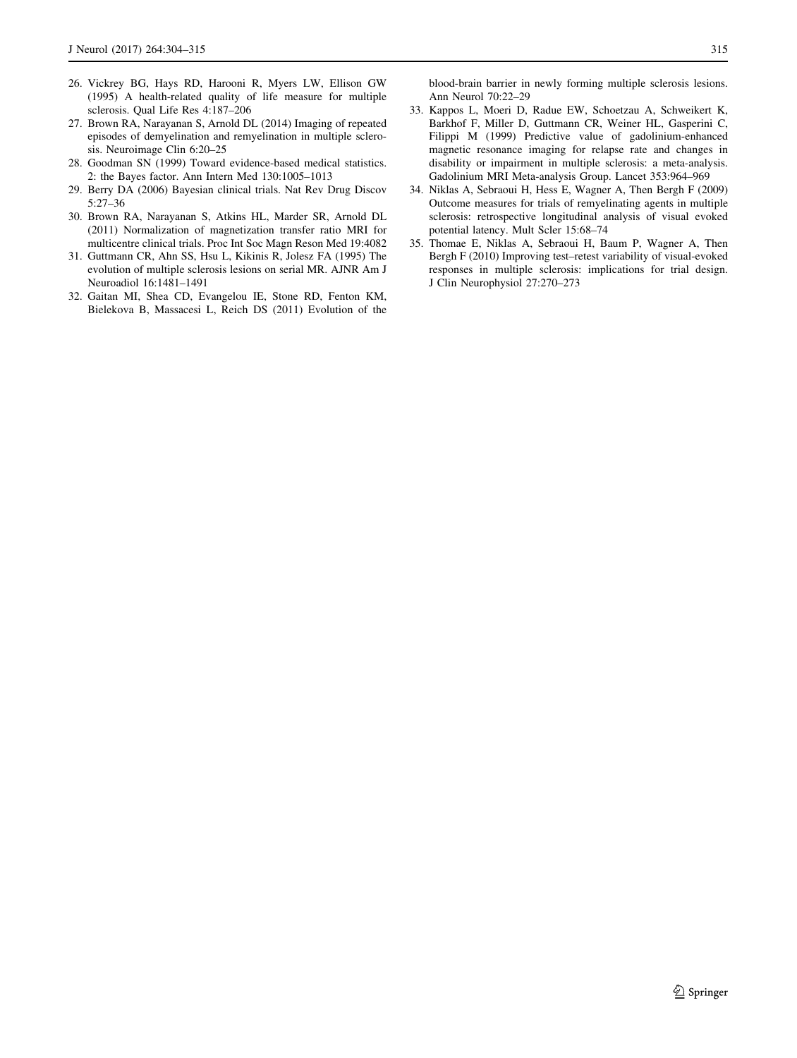26. Vickrey BG, Hays RD, Harooni R, Myers LW, Ellison GW (1995) A health-related quality of life measure for multiple sclerosis. Qual Life Res 4:187–206
27. Brown RA, Narayanan S, Arnold DL (2014) Imaging of repeated episodes of demyelination and remyelination in multiple sclerosis. Neuroimage Clin 6:20–25
28. Goodman SN (1999) Toward evidence-based medical statistics. 2: the Bayes factor. Ann Intern Med 130:1005–1013
29. Berry DA (2006) Bayesian clinical trials. Nat Rev Drug Discov 5:27–36
30. Brown RA, Narayanan S, Atkins HL, Marder SR, Arnold DL (2011) Normalization of magnetization transfer ratio MRI for multicentre clinical trials. Proc Int Soc Magn Reson Med 19:4082
31. Guttmann CR, Ahn SS, Hsu L, Kikinis R, Jolesz FA (1995) The evolution of multiple sclerosis lesions on serial MR. AJNR Am J Neuroadiol 16:1481–1491
32. Gaitan MI, Shea CD, Evangelou IE, Stone RD, Fenton KM, Bielekova B, Massacesi L, Reich DS (2011) Evolution of the blood-brain barrier in newly forming multiple sclerosis lesions. Ann Neurol 70:22–29
33. Kappos L, Moeri D, Radue EW, Schoetzau A, Schweikert K, Barkhof F, Miller D, Guttmann CR, Weiner HL, Gasperini C, Filippi M (1999) Predictive value of gadolinium-enhanced magnetic resonance imaging for relapse rate and changes in disability or impairment in multiple sclerosis: a meta-analysis. Gadolinium MRI Meta-analysis Group. Lancet 353:964–969
34. Niklas A, Sebraoui H, Hess E, Wagner A, Then Bergh F (2009) Outcome measures for trials of remyelinating agents in multiple sclerosis: retrospective longitudinal analysis of visual evoked potential latency. Mult Scler 15:68–74
35. Thomae E, Niklas A, Sebraoui H, Baum P, Wagner A, Then Bergh F (2010) Improving test–retest variability of visual-evoked responses in multiple sclerosis: implications for trial design. J Clin Neurophysiol 27:270–273